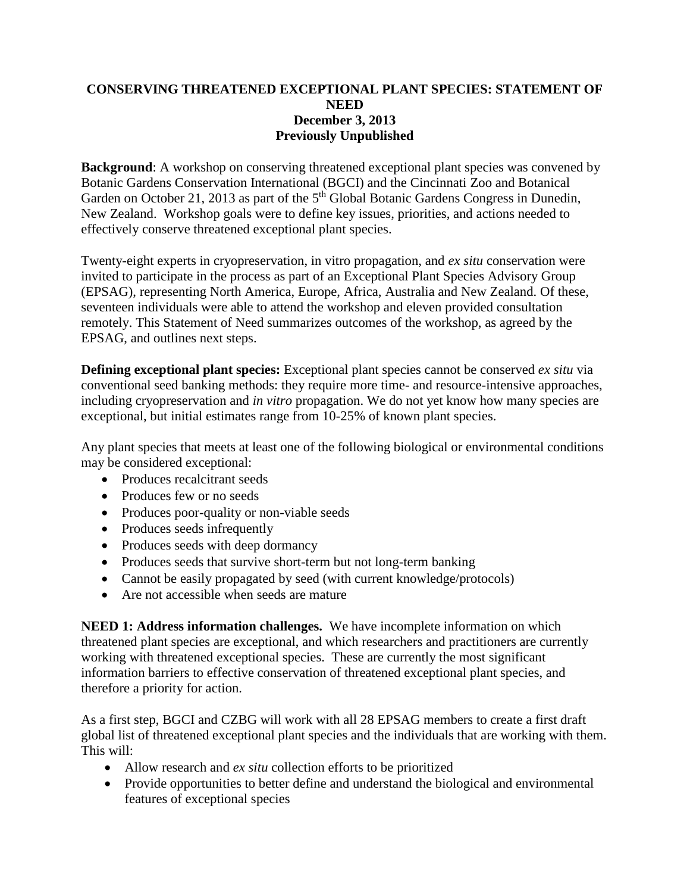# CONSERVING THREATENED EXCEPTIONAL PLANT SPECIES: STATEMENT OF NEED

**December 3, 2013**

**Previously Unpublished**

**Background**: A workshop on conserving threatened exceptional plant species was convened by Botanic Gardens Conservation International (BGCI) and the Cincinnati Zoo and Botanical Garden on October 21, 2013 as part of the 5th Global Botanic Gardens Congress in Dunedin, New Zealand. Workshop goals were to define key issues, priorities, and actions needed to effectively conserve threatened exceptional plant species.

Twenty-eight experts in cryopreservation, in vitro propagation, and *ex situ* conservation were invited to participate in the process as part of an Exceptional Plant Species Advisory Group (EPSAG), representing North America, Europe, Africa, Australia and New Zealand. Of these, seventeen individuals were able to attend the workshop and eleven provided consultation remotely. This Statement of Need summarizes outcomes of the workshop, as agreed by the EPSAG, and outlines next steps.

**Defining exceptional plant species:** Exceptional plant species cannot be conserved *ex situ* via conventional seed banking methods: they require more time- and resource-intensive approaches, including cryopreservation and *in vitro* propagation. We do not yet know how many species are exceptional, but initial estimates range from 10-25% of known plant species.

Any plant species that meets at least one of the following biological or environmental conditions may be considered exceptional:

- Produces recalcitrant seeds
- Produces few or no seeds
- Produces poor-quality or non-viable seeds
- Produces seeds infrequently
- Produces seeds with deep dormancy
- Produces seeds that survive short-term but not long-term banking
- Cannot be easily propagated by seed (with current knowledge/protocols)
- Are not accessible when seeds are mature

**NEED 1: Address information challenges.** We have incomplete information on which threatened plant species are exceptional, and which researchers and practitioners are currently working with threatened exceptional species. These are currently the most significant information barriers to effective conservation of threatened exceptional plant species, and therefore a priority for action.

As a first step, BGCI and CZBG will work with all 28 EPSAG members to create a first draft global list of threatened exceptional plant species and the individuals that are working with them. This will:

- Allow research and *ex situ* collection efforts to be prioritized
- Provide opportunities to better define and understand the biological and environmental features of exceptional species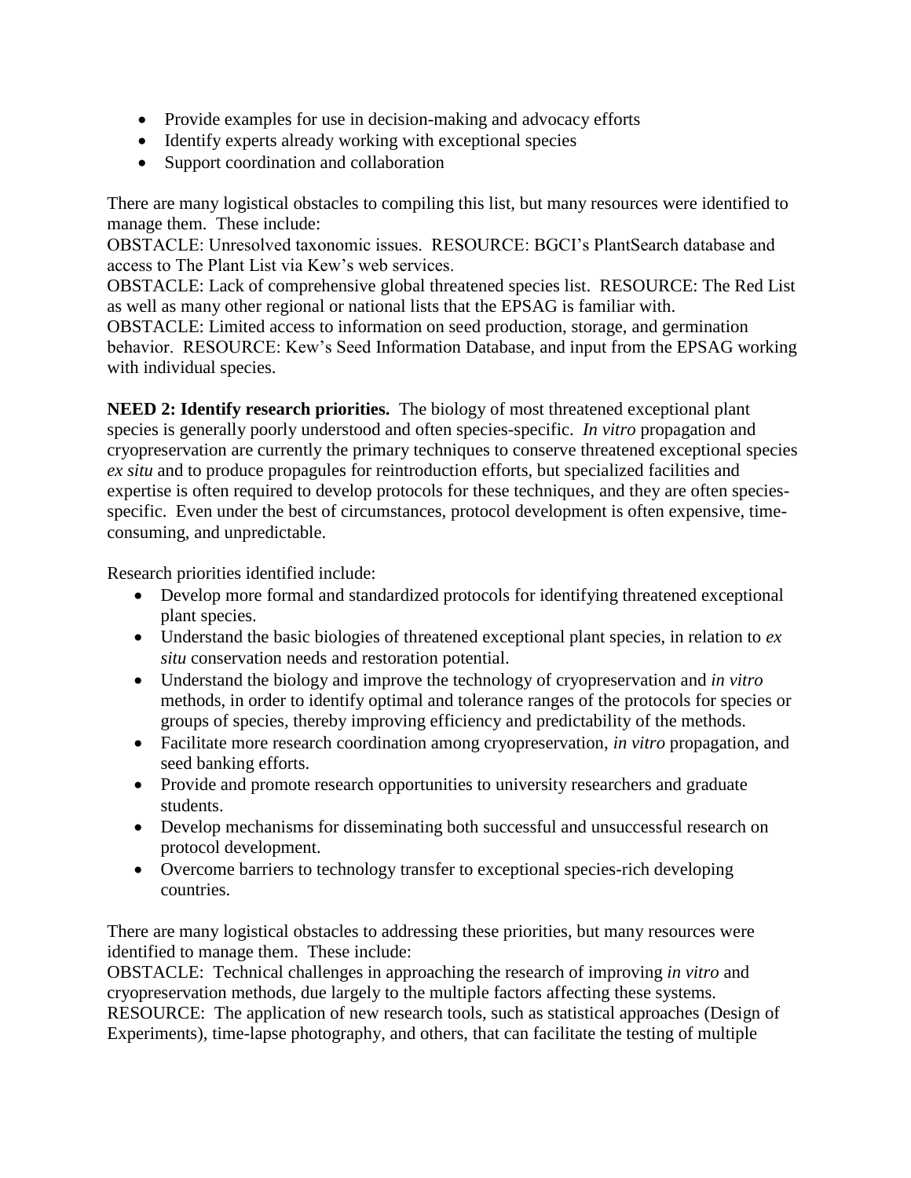- Provide examples for use in decision-making and advocacy efforts
- Identify experts already working with exceptional species
- Support coordination and collaboration

There are many logistical obstacles to compiling this list, but many resources were identified to manage them. These include:
OBSTACLE: Unresolved taxonomic issues. RESOURCE: BGCI's PlantSearch database and access to The Plant List via Kew's web services.
OBSTACLE: Lack of comprehensive global threatened species list. RESOURCE: The Red List as well as many other regional or national lists that the EPSAG is familiar with.
OBSTACLE: Limited access to information on seed production, storage, and germination behavior. RESOURCE: Kew's Seed Information Database, and input from the EPSAG working with individual species.

**NEED 2: Identify research priorities.** The biology of most threatened exceptional plant species is generally poorly understood and often species-specific. *In vitro* propagation and cryopreservation are currently the primary techniques to conserve threatened exceptional species *ex situ* and to produce propagules for reintroduction efforts, but specialized facilities and expertise is often required to develop protocols for these techniques, and they are often species-specific. Even under the best of circumstances, protocol development is often expensive, time-consuming, and unpredictable.

Research priorities identified include:

- Develop more formal and standardized protocols for identifying threatened exceptional plant species.
- Understand the basic biologies of threatened exceptional plant species, in relation to *ex situ* conservation needs and restoration potential.
- Understand the biology and improve the technology of cryopreservation and *in vitro* methods, in order to identify optimal and tolerance ranges of the protocols for species or groups of species, thereby improving efficiency and predictability of the methods.
- Facilitate more research coordination among cryopreservation, *in vitro* propagation, and seed banking efforts.
- Provide and promote research opportunities to university researchers and graduate students.
- Develop mechanisms for disseminating both successful and unsuccessful research on protocol development.
- Overcome barriers to technology transfer to exceptional species-rich developing countries.

There are many logistical obstacles to addressing these priorities, but many resources were identified to manage them. These include:
OBSTACLE: Technical challenges in approaching the research of improving *in vitro* and cryopreservation methods, due largely to the multiple factors affecting these systems.
RESOURCE: The application of new research tools, such as statistical approaches (Design of Experiments), time-lapse photography, and others, that can facilitate the testing of multiple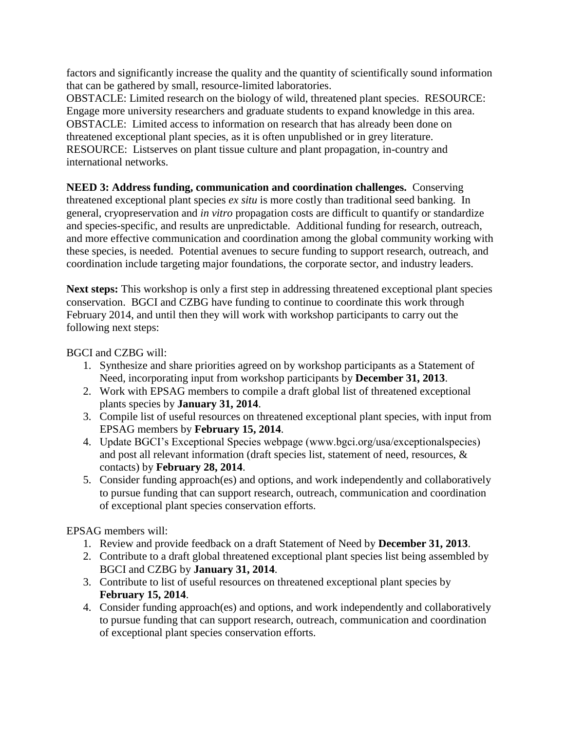factors and significantly increase the quality and the quantity of scientifically sound information that can be gathered by small, resource-limited laboratories.
OBSTACLE: Limited research on the biology of wild, threatened plant species. RESOURCE: Engage more university researchers and graduate students to expand knowledge in this area.
OBSTACLE: Limited access to information on research that has already been done on threatened exceptional plant species, as it is often unpublished or in grey literature.
RESOURCE: Listserves on plant tissue culture and plant propagation, in-country and international networks.

**NEED 3: Address funding, communication and coordination challenges.** Conserving threatened exceptional plant species *ex situ* is more costly than traditional seed banking. In general, cryopreservation and *in vitro* propagation costs are difficult to quantify or standardize and species-specific, and results are unpredictable. Additional funding for research, outreach, and more effective communication and coordination among the global community working with these species, is needed. Potential avenues to secure funding to support research, outreach, and coordination include targeting major foundations, the corporate sector, and industry leaders.

**Next steps:** This workshop is only a first step in addressing threatened exceptional plant species conservation. BGCI and CZBG have funding to continue to coordinate this work through February 2014, and until then they will work with workshop participants to carry out the following next steps:

BGCI and CZBG will:

1. Synthesize and share priorities agreed on by workshop participants as a Statement of Need, incorporating input from workshop participants by **December 31, 2013**.
2. Work with EPSAG members to compile a draft global list of threatened exceptional plants species by **January 31, 2014**.
3. Compile list of useful resources on threatened exceptional plant species, with input from EPSAG members by **February 15, 2014**.
4. Update BGCI's Exceptional Species webpage (www.bgci.org/usa/exceptionalspecies) and post all relevant information (draft species list, statement of need, resources, & contacts) by **February 28, 2014**.
5. Consider funding approach(es) and options, and work independently and collaboratively to pursue funding that can support research, outreach, communication and coordination of exceptional plant species conservation efforts.

EPSAG members will:

1. Review and provide feedback on a draft Statement of Need by **December 31, 2013**.
2. Contribute to a draft global threatened exceptional plant species list being assembled by BGCI and CZBG by **January 31, 2014**.
3. Contribute to list of useful resources on threatened exceptional plant species by **February 15, 2014**.
4. Consider funding approach(es) and options, and work independently and collaboratively to pursue funding that can support research, outreach, communication and coordination of exceptional plant species conservation efforts.